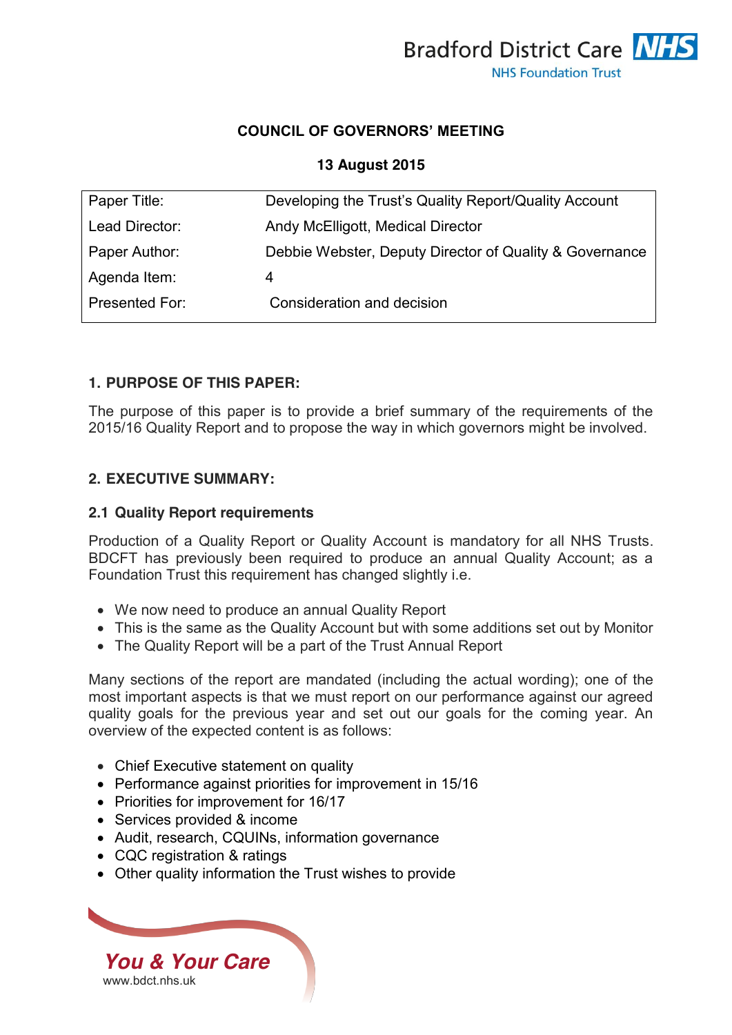Bradford District Care NHS Foundation Trust

**COUNCIL OF GOVERNORS' MEETING**

**13 August 2015**

| Paper Title: | Developing the Trust's Quality Report/Quality Account |
|---|---|
| Lead Director: | Andy McElligott, Medical Director |
| Paper Author: | Debbie Webster, Deputy Director of Quality & Governance |
| Agenda Item: | 4 |
| Presented For: | Consideration and decision |

## 1. PURPOSE OF THIS PAPER:

The purpose of this paper is to provide a brief summary of the requirements of the 2015/16 Quality Report and to propose the way in which governors might be involved.

## 2. EXECUTIVE SUMMARY:

### 2.1 Quality Report requirements

Production of a Quality Report or Quality Account is mandatory for all NHS Trusts. BDCFT has previously been required to produce an annual Quality Account; as a Foundation Trust this requirement has changed slightly i.e.

- We now need to produce an annual Quality Report
- This is the same as the Quality Account but with some additions set out by Monitor
- The Quality Report will be a part of the Trust Annual Report

Many sections of the report are mandated (including the actual wording); one of the most important aspects is that we must report on our performance against our agreed quality goals for the previous year and set out our goals for the coming year. An overview of the expected content is as follows:

- Chief Executive statement on quality
- Performance against priorities for improvement in 15/16
- Priorities for improvement for 16/17
- Services provided & income
- Audit, research, CQUINs, information governance
- CQC registration & ratings
- Other quality information the Trust wishes to provide

*You & Your Care*
www.bdct.nhs.uk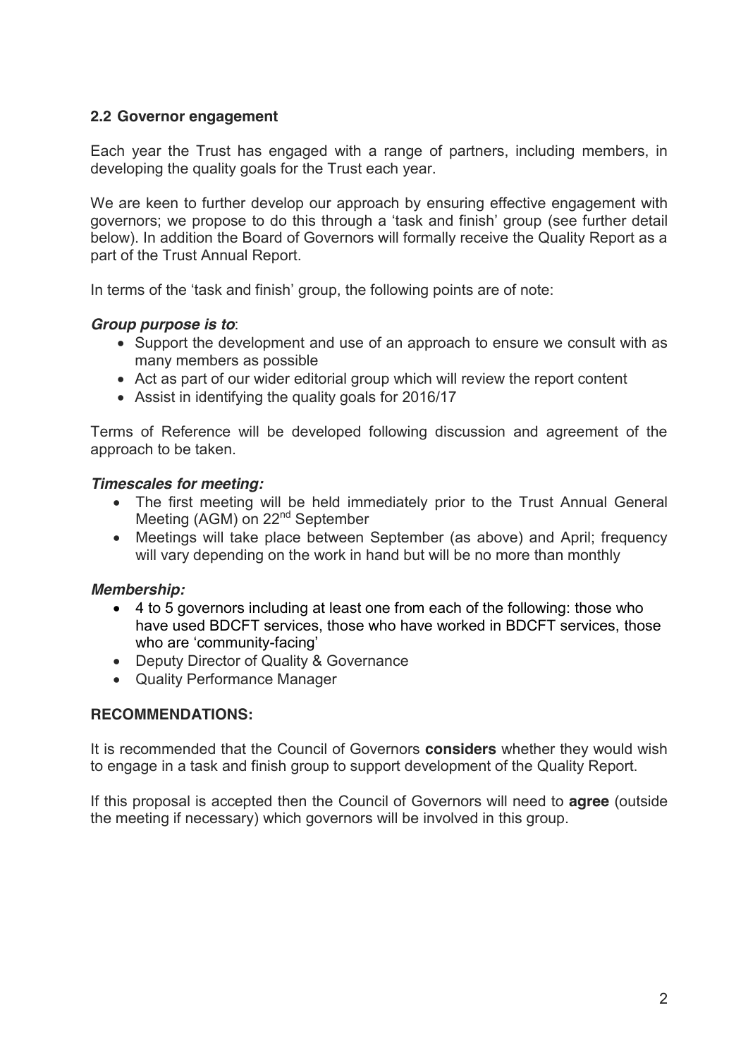### 2.2 Governor engagement

Each year the Trust has engaged with a range of partners, including members, in developing the quality goals for the Trust each year.

We are keen to further develop our approach by ensuring effective engagement with governors; we propose to do this through a 'task and finish' group (see further detail below). In addition the Board of Governors will formally receive the Quality Report as a part of the Trust Annual Report.

In terms of the 'task and finish' group, the following points are of note:

***Group purpose is to***:

- Support the development and use of an approach to ensure we consult with as many members as possible
- Act as part of our wider editorial group which will review the report content
- Assist in identifying the quality goals for 2016/17

Terms of Reference will be developed following discussion and agreement of the approach to be taken.

***Timescales for meeting:***

- The first meeting will be held immediately prior to the Trust Annual General Meeting (AGM) on 22nd September
- Meetings will take place between September (as above) and April; frequency will vary depending on the work in hand but will be no more than monthly

***Membership:***

- 4 to 5 governors including at least one from each of the following: those who have used BDCFT services, those who have worked in BDCFT services, those who are 'community-facing'
- Deputy Director of Quality & Governance
- Quality Performance Manager

**RECOMMENDATIONS:**

It is recommended that the Council of Governors **considers** whether they would wish to engage in a task and finish group to support development of the Quality Report.

If this proposal is accepted then the Council of Governors will need to **agree** (outside the meeting if necessary) which governors will be involved in this group.